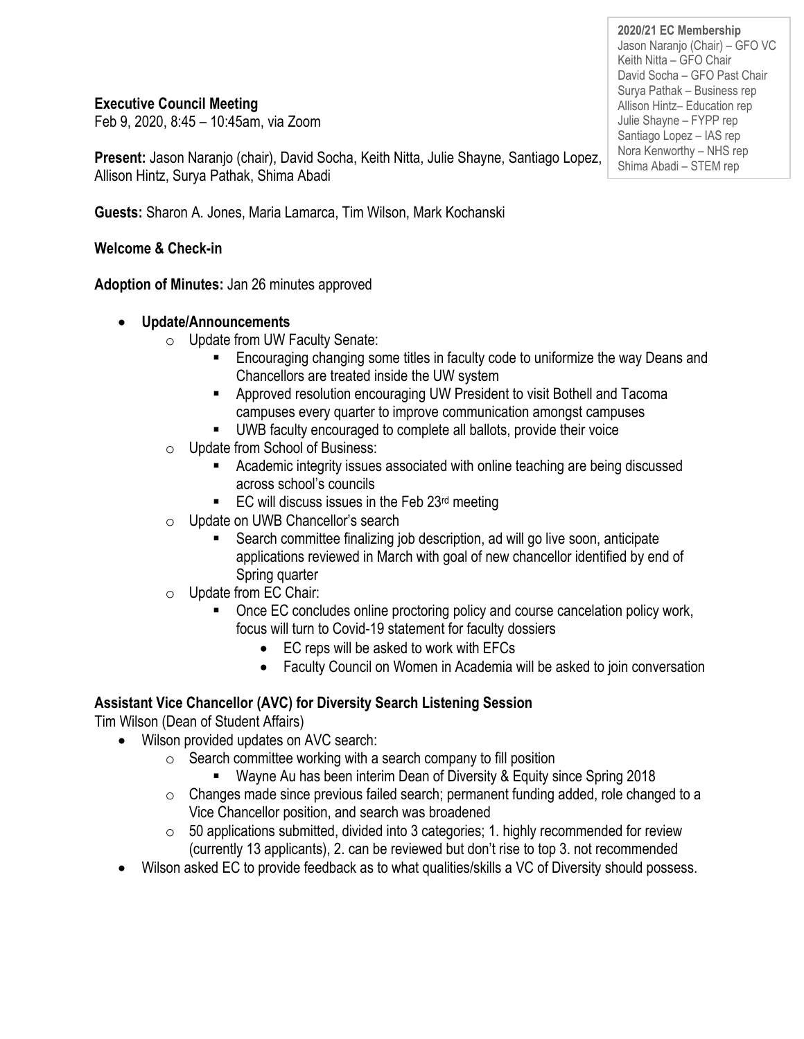**2020/21 EC Membership**
Jason Naranjo (Chair) – GFO VC
Keith Nitta – GFO Chair
David Socha – GFO Past Chair
Surya Pathak – Business rep
Allison Hintz– Education rep
Julie Shayne – FYPP rep
Santiago Lopez – IAS rep
Nora Kenworthy – NHS rep
Shima Abadi – STEM rep

**Executive Council Meeting**
Feb 9, 2020, 8:45 – 10:45am, via Zoom

**Present:** Jason Naranjo (chair), David Socha, Keith Nitta, Julie Shayne, Santiago Lopez, Allison Hintz, Surya Pathak, Shima Abadi

**Guests:** Sharon A. Jones, Maria Lamarca, Tim Wilson, Mark Kochanski

**Welcome & Check-in**

**Adoption of Minutes:** Jan 26 minutes approved

- **Update/Announcements**
  - Update from UW Faculty Senate:
    - Encouraging changing some titles in faculty code to uniformize the way Deans and Chancellors are treated inside the UW system
    - Approved resolution encouraging UW President to visit Bothell and Tacoma campuses every quarter to improve communication amongst campuses
    - UWB faculty encouraged to complete all ballots, provide their voice
  - Update from School of Business:
    - Academic integrity issues associated with online teaching are being discussed across school's councils
    - EC will discuss issues in the Feb 23rd meeting
  - Update on UWB Chancellor's search
    - Search committee finalizing job description, ad will go live soon, anticipate applications reviewed in March with goal of new chancellor identified by end of Spring quarter
  - Update from EC Chair:
    - Once EC concludes online proctoring policy and course cancelation policy work, focus will turn to Covid-19 statement for faculty dossiers
      - EC reps will be asked to work with EFCs
      - Faculty Council on Women in Academia will be asked to join conversation

**Assistant Vice Chancellor (AVC) for Diversity Search Listening Session**
Tim Wilson (Dean of Student Affairs)

- Wilson provided updates on AVC search:
  - Search committee working with a search company to fill position
    - Wayne Au has been interim Dean of Diversity & Equity since Spring 2018
  - Changes made since previous failed search; permanent funding added, role changed to a Vice Chancellor position, and search was broadened
  - 50 applications submitted, divided into 3 categories; 1. highly recommended for review (currently 13 applicants), 2. can be reviewed but don't rise to top 3. not recommended
- Wilson asked EC to provide feedback as to what qualities/skills a VC of Diversity should possess.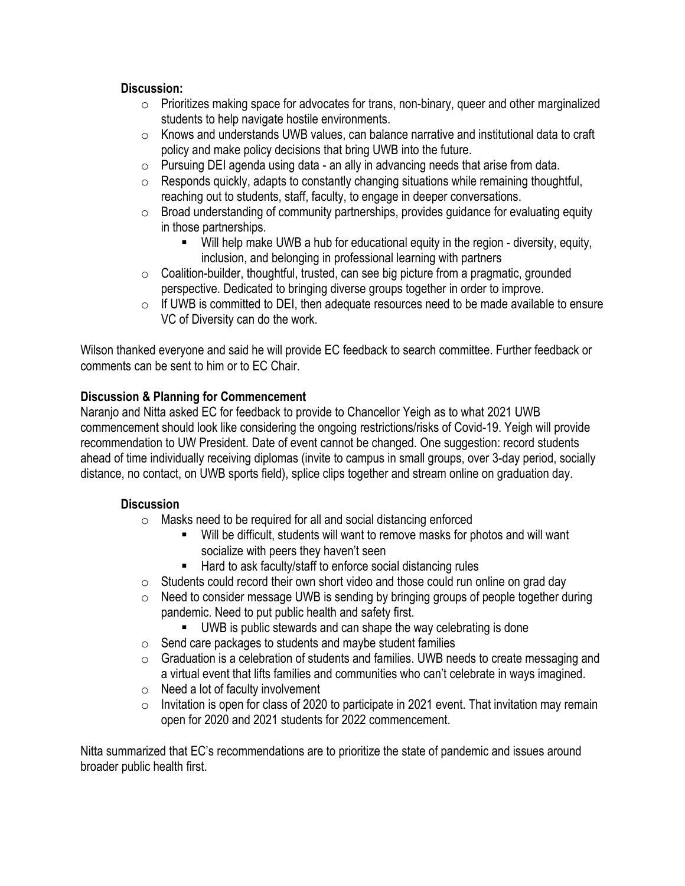**Discussion:**

- Prioritizes making space for advocates for trans, non-binary, queer and other marginalized students to help navigate hostile environments.
- Knows and understands UWB values, can balance narrative and institutional data to craft policy and make policy decisions that bring UWB into the future.
- Pursuing DEI agenda using data - an ally in advancing needs that arise from data.
- Responds quickly, adapts to constantly changing situations while remaining thoughtful, reaching out to students, staff, faculty, to engage in deeper conversations.
- Broad understanding of community partnerships, provides guidance for evaluating equity in those partnerships.
  - Will help make UWB a hub for educational equity in the region - diversity, equity, inclusion, and belonging in professional learning with partners
- Coalition-builder, thoughtful, trusted, can see big picture from a pragmatic, grounded perspective. Dedicated to bringing diverse groups together in order to improve.
- If UWB is committed to DEI, then adequate resources need to be made available to ensure VC of Diversity can do the work.

Wilson thanked everyone and said he will provide EC feedback to search committee. Further feedback or comments can be sent to him or to EC Chair.

**Discussion & Planning for Commencement**

Naranjo and Nitta asked EC for feedback to provide to Chancellor Yeigh as to what 2021 UWB commencement should look like considering the ongoing restrictions/risks of Covid-19. Yeigh will provide recommendation to UW President. Date of event cannot be changed. One suggestion: record students ahead of time individually receiving diplomas (invite to campus in small groups, over 3-day period, socially distance, no contact, on UWB sports field), splice clips together and stream online on graduation day.

**Discussion**

- Masks need to be required for all and social distancing enforced
  - Will be difficult, students will want to remove masks for photos and will want socialize with peers they haven't seen
  - Hard to ask faculty/staff to enforce social distancing rules
- Students could record their own short video and those could run online on grad day
- Need to consider message UWB is sending by bringing groups of people together during pandemic. Need to put public health and safety first.
  - UWB is public stewards and can shape the way celebrating is done
- Send care packages to students and maybe student families
- Graduation is a celebration of students and families. UWB needs to create messaging and a virtual event that lifts families and communities who can't celebrate in ways imagined.
- Need a lot of faculty involvement
- Invitation is open for class of 2020 to participate in 2021 event. That invitation may remain open for 2020 and 2021 students for 2022 commencement.

Nitta summarized that EC's recommendations are to prioritize the state of pandemic and issues around broader public health first.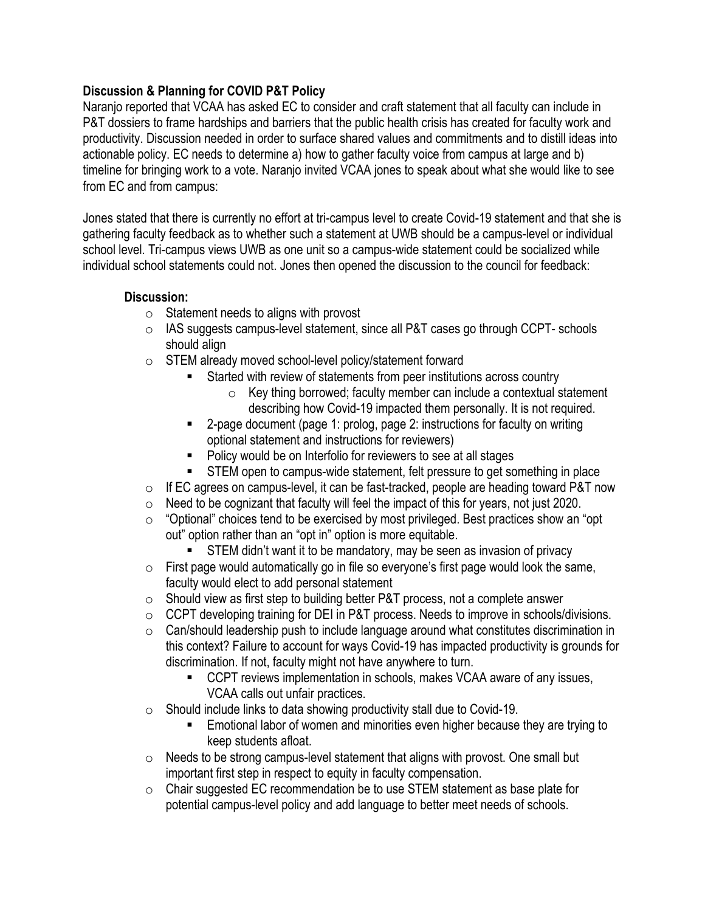**Discussion & Planning for COVID P&T Policy**

Naranjo reported that VCAA has asked EC to consider and craft statement that all faculty can include in P&T dossiers to frame hardships and barriers that the public health crisis has created for faculty work and productivity. Discussion needed in order to surface shared values and commitments and to distill ideas into actionable policy. EC needs to determine a) how to gather faculty voice from campus at large and b) timeline for bringing work to a vote. Naranjo invited VCAA jones to speak about what she would like to see from EC and from campus:

Jones stated that there is currently no effort at tri-campus level to create Covid-19 statement and that she is gathering faculty feedback as to whether such a statement at UWB should be a campus-level or individual school level. Tri-campus views UWB as one unit so a campus-wide statement could be socialized while individual school statements could not. Jones then opened the discussion to the council for feedback:

**Discussion:**

- Statement needs to aligns with provost
- IAS suggests campus-level statement, since all P&T cases go through CCPT- schools should align
- STEM already moved school-level policy/statement forward
  - Started with review of statements from peer institutions across country
    - Key thing borrowed; faculty member can include a contextual statement describing how Covid-19 impacted them personally. It is not required.
  - 2-page document (page 1: prolog, page 2: instructions for faculty on writing optional statement and instructions for reviewers)
  - Policy would be on Interfolio for reviewers to see at all stages
  - STEM open to campus-wide statement, felt pressure to get something in place
- If EC agrees on campus-level, it can be fast-tracked, people are heading toward P&T now
- Need to be cognizant that faculty will feel the impact of this for years, not just 2020.
- "Optional" choices tend to be exercised by most privileged. Best practices show an "opt out" option rather than an "opt in" option is more equitable.
  - STEM didn't want it to be mandatory, may be seen as invasion of privacy
- First page would automatically go in file so everyone's first page would look the same, faculty would elect to add personal statement
- Should view as first step to building better P&T process, not a complete answer
- CCPT developing training for DEI in P&T process. Needs to improve in schools/divisions.
- Can/should leadership push to include language around what constitutes discrimination in this context? Failure to account for ways Covid-19 has impacted productivity is grounds for discrimination. If not, faculty might not have anywhere to turn.
  - CCPT reviews implementation in schools, makes VCAA aware of any issues, VCAA calls out unfair practices.
- Should include links to data showing productivity stall due to Covid-19.
  - Emotional labor of women and minorities even higher because they are trying to keep students afloat.
- Needs to be strong campus-level statement that aligns with provost. One small but important first step in respect to equity in faculty compensation.
- Chair suggested EC recommendation be to use STEM statement as base plate for potential campus-level policy and add language to better meet needs of schools.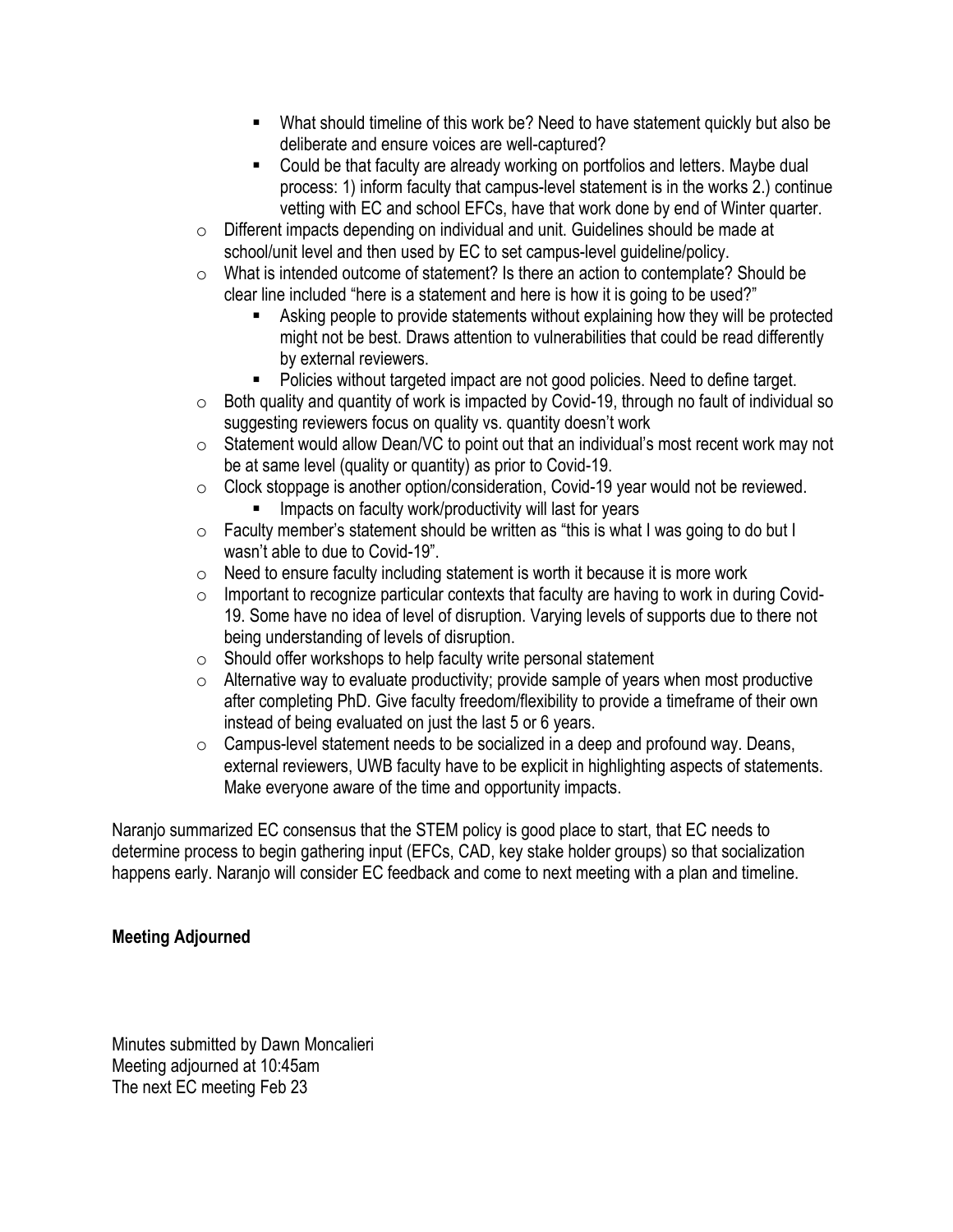- What should timeline of this work be? Need to have statement quickly but also be deliberate and ensure voices are well-captured?
  - Could be that faculty are already working on portfolios and letters. Maybe dual process: 1) inform faculty that campus-level statement is in the works 2.) continue vetting with EC and school EFCs, have that work done by end of Winter quarter.
- Different impacts depending on individual and unit. Guidelines should be made at school/unit level and then used by EC to set campus-level guideline/policy.
- What is intended outcome of statement? Is there an action to contemplate? Should be clear line included "here is a statement and here is how it is going to be used?"
  - Asking people to provide statements without explaining how they will be protected might not be best. Draws attention to vulnerabilities that could be read differently by external reviewers.
  - Policies without targeted impact are not good policies. Need to define target.
- Both quality and quantity of work is impacted by Covid-19, through no fault of individual so suggesting reviewers focus on quality vs. quantity doesn't work
- Statement would allow Dean/VC to point out that an individual's most recent work may not be at same level (quality or quantity) as prior to Covid-19.
- Clock stoppage is another option/consideration, Covid-19 year would not be reviewed.
  - Impacts on faculty work/productivity will last for years
- Faculty member's statement should be written as "this is what I was going to do but I wasn't able to due to Covid-19".
- Need to ensure faculty including statement is worth it because it is more work
- Important to recognize particular contexts that faculty are having to work in during Covid-19. Some have no idea of level of disruption. Varying levels of supports due to there not being understanding of levels of disruption.
- Should offer workshops to help faculty write personal statement
- Alternative way to evaluate productivity; provide sample of years when most productive after completing PhD. Give faculty freedom/flexibility to provide a timeframe of their own instead of being evaluated on just the last 5 or 6 years.
- Campus-level statement needs to be socialized in a deep and profound way. Deans, external reviewers, UWB faculty have to be explicit in highlighting aspects of statements. Make everyone aware of the time and opportunity impacts.

Naranjo summarized EC consensus that the STEM policy is good place to start, that EC needs to determine process to begin gathering input (EFCs, CAD, key stake holder groups) so that socialization happens early. Naranjo will consider EC feedback and come to next meeting with a plan and timeline.

**Meeting Adjourned**

Minutes submitted by Dawn Moncalieri
Meeting adjourned at 10:45am
The next EC meeting Feb 23